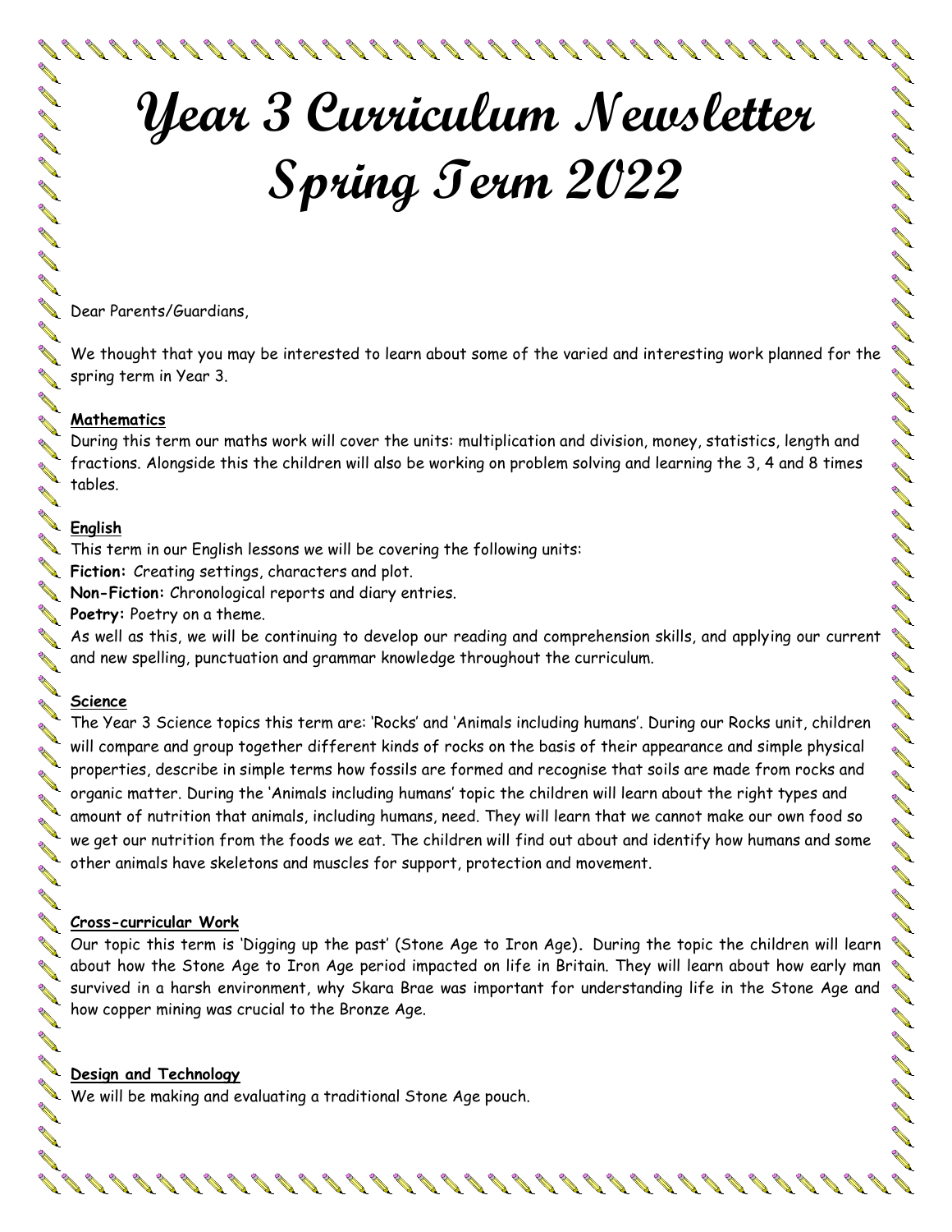# Year 3 Curriculum Newsletter Spring Term 2022

Dear Parents/Guardians,

We thought that you may be interested to learn about some of the varied and interesting work planned for the spring term in Year 3.

## Mathematics

During this term our maths work will cover the units: multiplication and division, money, statistics, length and fractions. Alongside this the children will also be working on problem solving and learning the 3, 4 and 8 times tables.

## English

This term in our English lessons we will be covering the following units:

**Fiction:** Creating settings, characters and plot.

**Non-Fiction:** Chronological reports and diary entries.

**Poetry:** Poetry on a theme.

As well as this, we will be continuing to develop our reading and comprehension skills, and applying our current and new spelling, punctuation and grammar knowledge throughout the curriculum.

## Science

The Year 3 Science topics this term are: 'Rocks' and 'Animals including humans'. During our Rocks unit, children will compare and group together different kinds of rocks on the basis of their appearance and simple physical properties, describe in simple terms how fossils are formed and recognise that soils are made from rocks and organic matter. During the 'Animals including humans' topic the children will learn about the right types and amount of nutrition that animals, including humans, need. They will learn that we cannot make our own food so we get our nutrition from the foods we eat. The children will find out about and identify how humans and some other animals have skeletons and muscles for support, protection and movement.

## Cross-curricular Work

Our topic this term is 'Digging up the past' (Stone Age to Iron Age). During the topic the children will learn about how the Stone Age to Iron Age period impacted on life in Britain. They will learn about how early man survived in a harsh environment, why Skara Brae was important for understanding life in the Stone Age and how copper mining was crucial to the Bronze Age.

## Design and Technology

We will be making and evaluating a traditional Stone Age pouch.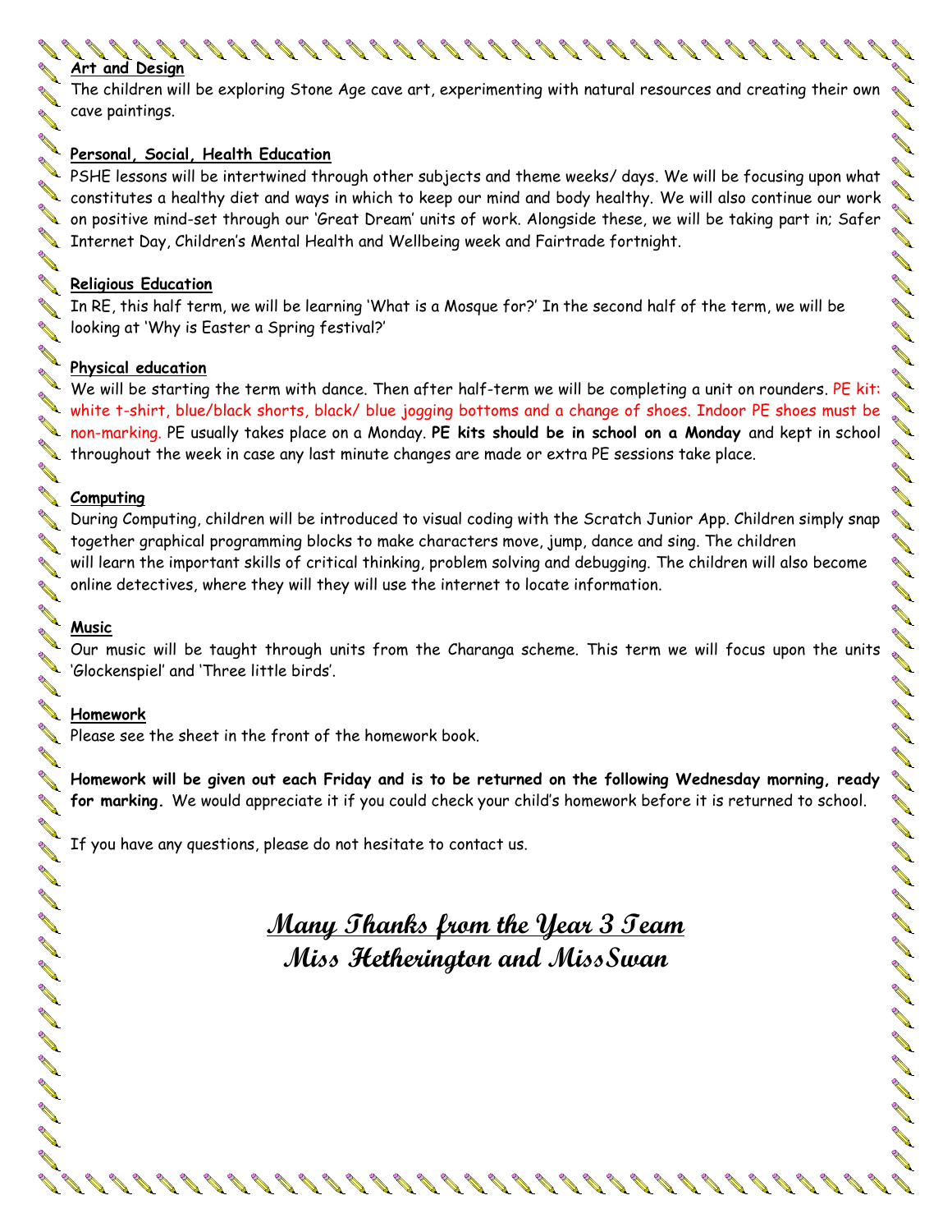**Art and Design**

The children will be exploring Stone Age cave art, experimenting with natural resources and creating their own cave paintings.

**Personal, Social, Health Education**

PSHE lessons will be intertwined through other subjects and theme weeks/ days. We will be focusing upon what constitutes a healthy diet and ways in which to keep our mind and body healthy. We will also continue our work on positive mind-set through our 'Great Dream' units of work. Alongside these, we will be taking part in; Safer Internet Day, Children's Mental Health and Wellbeing week and Fairtrade fortnight.

**Religious Education**

In RE, this half term, we will be learning 'What is a Mosque for?' In the second half of the term, we will be looking at 'Why is Easter a Spring festival?'

**Physical education**

We will be starting the term with dance. Then after half-term we will be completing a unit on rounders. PE kit: white t-shirt, blue/black shorts, black/ blue jogging bottoms and a change of shoes. Indoor PE shoes must be non-marking. PE usually takes place on a Monday. **PE kits should be in school on a Monday** and kept in school throughout the week in case any last minute changes are made or extra PE sessions take place.

**Computing**

During Computing, children will be introduced to visual coding with the Scratch Junior App. Children simply snap together graphical programming blocks to make characters move, jump, dance and sing. The children will learn the important skills of critical thinking, problem solving and debugging. The children will also become online detectives, where they will they will use the internet to locate information.

**Music**

Our music will be taught through units from the Charanga scheme. This term we will focus upon the units 'Glockenspiel' and 'Three little birds'.

**Homework**

Please see the sheet in the front of the homework book.

**Homework will be given out each Friday and is to be returned on the following Wednesday morning, ready for marking.** We would appreciate it if you could check your child's homework before it is returned to school.

If you have any questions, please do not hesitate to contact us.

**Many Thanks from the Year 3 Team**

**Miss Hetherington and MissSwan**